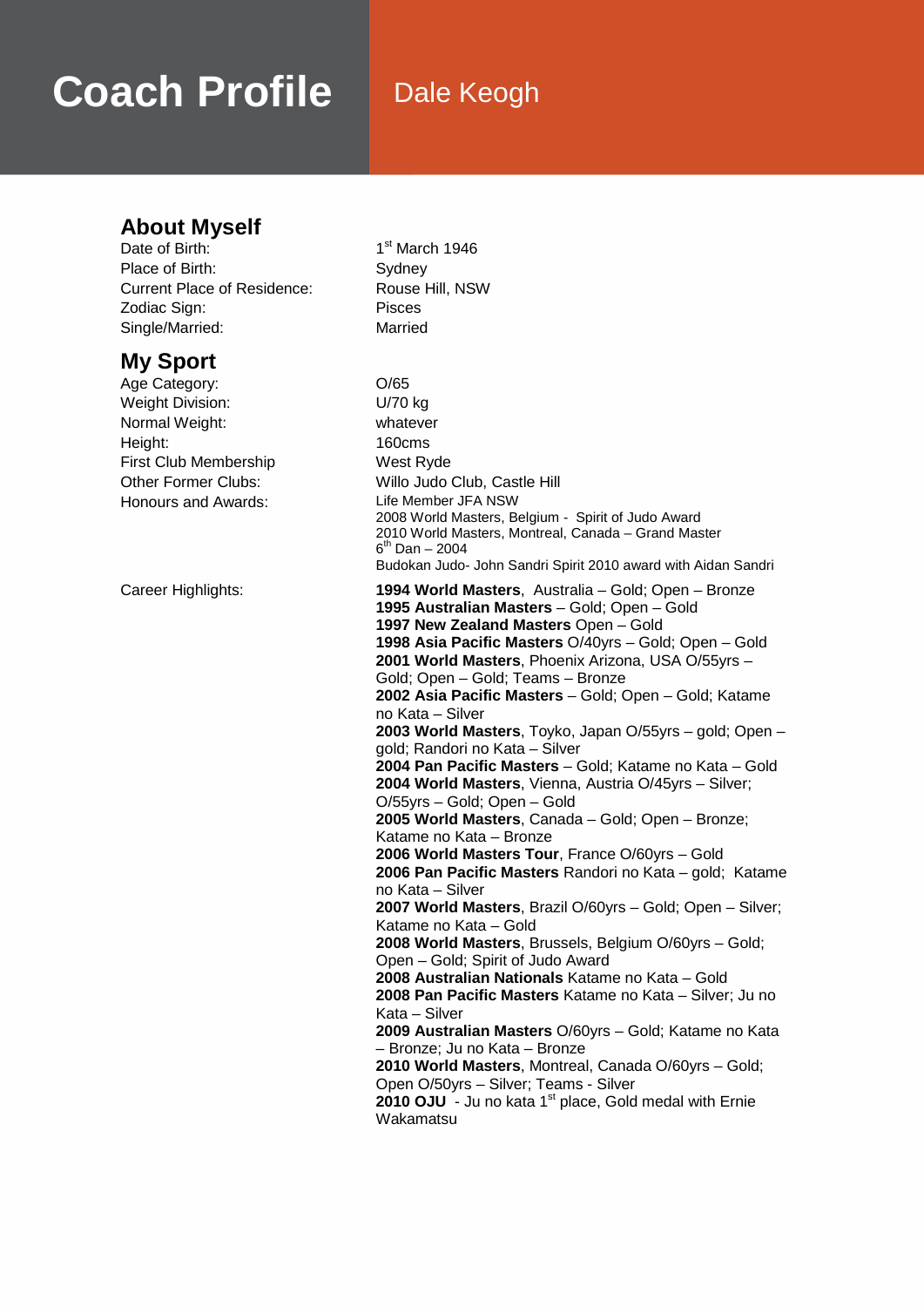# Coach Profile

## Dale Keogh

## About Myself

| | |
|---|---|
| Date of Birth: | 1st March 1946 |
| Place of Birth: | Sydney |
| Current Place of Residence: | Rouse Hill, NSW |
| Zodiac Sign: | Pisces |
| Single/Married: | Married |

## My Sport

| | |
|---|---|
| Age Category: | O/65 |
| Weight Division: | U/70 kg |
| Normal Weight: | whatever |
| Height: | 160cms |
| First Club Membership | West Ryde |
| Other Former Clubs: | Willo Judo Club, Castle Hill |
| Honours and Awards: | Life Member JFA NSW<br>2008 World Masters, Belgium - Spirit of Judo Award<br>2010 World Masters, Montreal, Canada – Grand Master<br>6th Dan – 2004<br>Budokan Judo- John Sandri Spirit 2010 award with Aidan Sandri |

Career Highlights:

**1994 World Masters**, Australia – Gold; Open – Bronze
**1995 Australian Masters** – Gold; Open – Gold
**1997 New Zealand Masters** Open – Gold
**1998 Asia Pacific Masters** O/40yrs – Gold; Open – Gold
**2001 World Masters**, Phoenix Arizona, USA O/55yrs – Gold; Open – Gold; Teams – Bronze
**2002 Asia Pacific Masters** – Gold; Open – Gold; Katame no Kata – Silver
**2003 World Masters**, Toyko, Japan O/55yrs – gold; Open – gold; Randori no Kata – Silver
**2004 Pan Pacific Masters** – Gold; Katame no Kata – Gold
**2004 World Masters**, Vienna, Austria O/45yrs – Silver; O/55yrs – Gold; Open – Gold
**2005 World Masters**, Canada – Gold; Open – Bronze; Katame no Kata – Bronze
**2006 World Masters Tour**, France O/60yrs – Gold
**2006 Pan Pacific Masters** Randori no Kata – gold; Katame no Kata – Silver
**2007 World Masters**, Brazil O/60yrs – Gold; Open – Silver; Katame no Kata – Gold
**2008 World Masters**, Brussels, Belgium O/60yrs – Gold; Open – Gold; Spirit of Judo Award
**2008 Australian Nationals** Katame no Kata – Gold
**2008 Pan Pacific Masters** Katame no Kata – Silver; Ju no Kata – Silver
**2009 Australian Masters** O/60yrs – Gold; Katame no Kata – Bronze; Ju no Kata – Bronze
**2010 World Masters**, Montreal, Canada O/60yrs – Gold; Open O/50yrs – Silver; Teams - Silver
**2010 OJU** - Ju no kata 1st place, Gold medal with Ernie Wakamatsu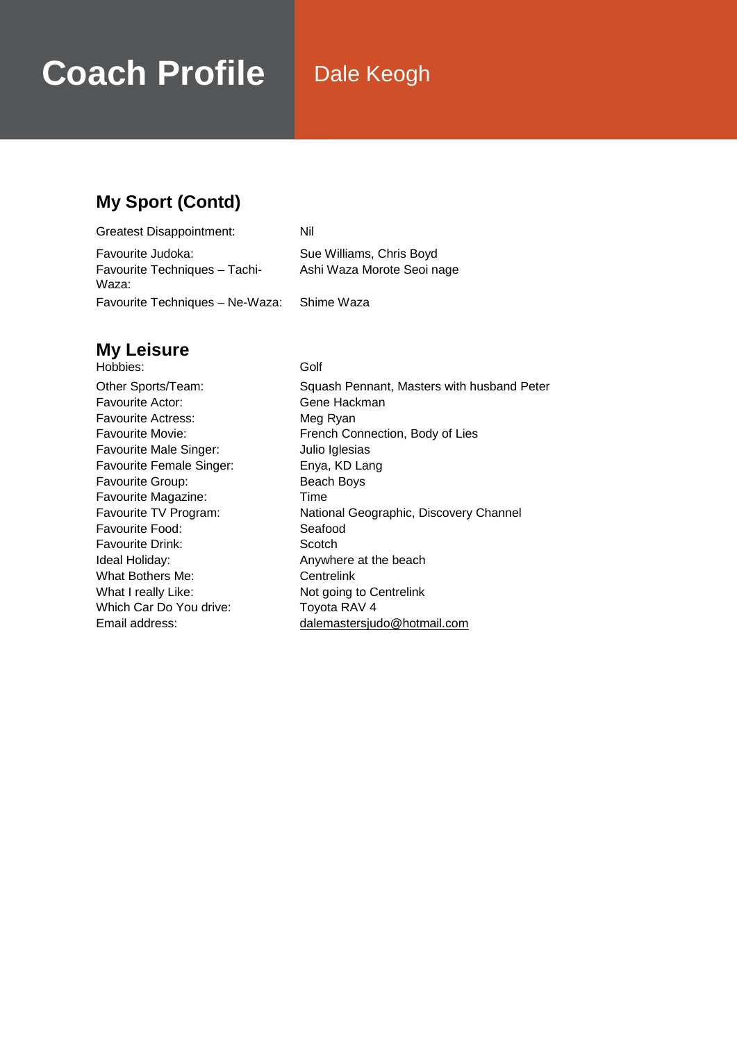# Coach Profile

Dale Keogh

## My Sport (Contd)

| | |
|---|---|
| Greatest Disappointment: | Nil |
| Favourite Judoka: | Sue Williams, Chris Boyd |
| Favourite Techniques – Tachi-Waza: | Ashi Waza Morote Seoi nage |
| Favourite Techniques – Ne-Waza: | Shime Waza |

## My Leisure

| | |
|---|---|
| Hobbies: | Golf |
| Other Sports/Team: | Squash Pennant, Masters with husband Peter |
| Favourite Actor: | Gene Hackman |
| Favourite Actress: | Meg Ryan |
| Favourite Movie: | French Connection, Body of Lies |
| Favourite Male Singer: | Julio Iglesias |
| Favourite Female Singer: | Enya, KD Lang |
| Favourite Group: | Beach Boys |
| Favourite Magazine: | Time |
| Favourite TV Program: | National Geographic, Discovery Channel |
| Favourite Food: | Seafood |
| Favourite Drink: | Scotch |
| Ideal Holiday: | Anywhere at the beach |
| What Bothers Me: | Centrelink |
| What I really Like: | Not going to Centrelink |
| Which Car Do You drive: | Toyota RAV 4 |
| Email address: | dalemastersjudo@hotmail.com |